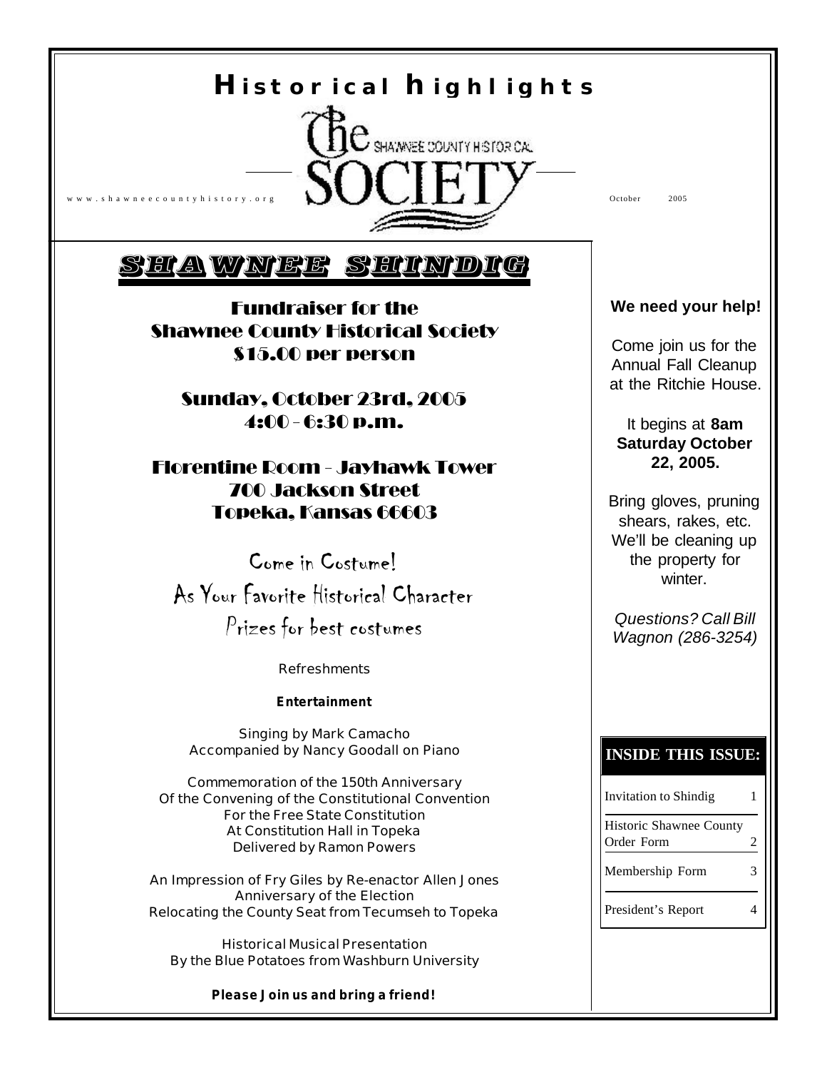# Historical highlights

**The Shawnee County Historical Society**

www.shawneecountyhistory.org

October 2005

## SHAWNEE SHINDIG

### Fundraiser for the Shawnee County Historical Society
### $15.00 per person

### Sunday, October 23rd, 2005
### 4:00 - 6:30 p.m.

### Florentine Room - Jayhawk Tower
### 700 Jackson Street
### Topeka, Kansas 66603

Come in Costume!
As Your Favorite Historical Character
Prizes for best costumes

Refreshments

**Entertainment**

Singing by Mark Camacho
Accompanied by Nancy Goodall on Piano

Commemoration of the 150th Anniversary
Of the Convening of the Constitutional Convention
For the Free State Constitution
At Constitution Hall in Topeka
Delivered by Ramon Powers

An Impression of Fry Giles by Re-enactor Allen Jones
Anniversary of the Election
Relocating the County Seat from Tecumseh to Topeka

Historical Musical Presentation
By the Blue Potatoes from Washburn University

**Please Join us and bring a friend!**

---

**We need your help!**

Come join us for the Annual Fall Cleanup at the Ritchie House.

It begins at **8am Saturday October 22, 2005.**

Bring gloves, pruning shears, rakes, etc. We'll be cleaning up the property for winter.

*Questions? Call Bill Wagnon (286-3254)*

---

**INSIDE THIS ISSUE:**

| | |
|---|---|
| Invitation to Shindig | 1 |
| Historic Shawnee County Order Form | 2 |
| Membership Form | 3 |
| President's Report | 4 |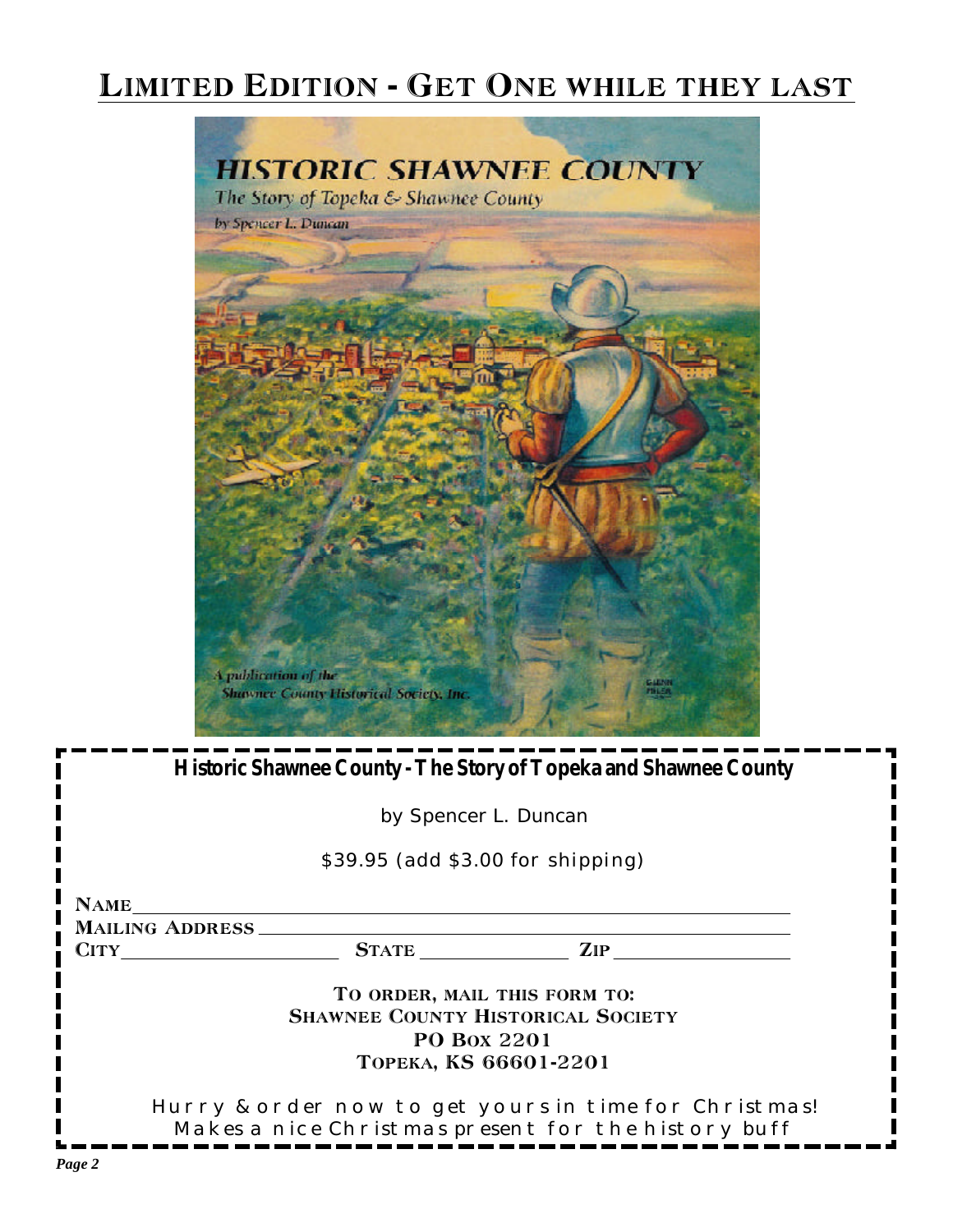# LIMITED EDITION - GET ONE WHILE THEY LAST

**Historic Shawnee County - The Story of Topeka and Shawnee County**

by Spencer L. Duncan

$39.95 (add $3.00 for shipping)

NAME ______________________________

MAILING ADDRESS ______________________________

CITY ____________ STATE ____________ ZIP ____________

TO ORDER, MAIL THIS FORM TO:
SHAWNEE COUNTY HISTORICAL SOCIETY
PO BOX 2201
TOPEKA, KS 66601-2201

Hurry & order now to get yours in time for Christmas!
Makes a nice Christmas present for the history buff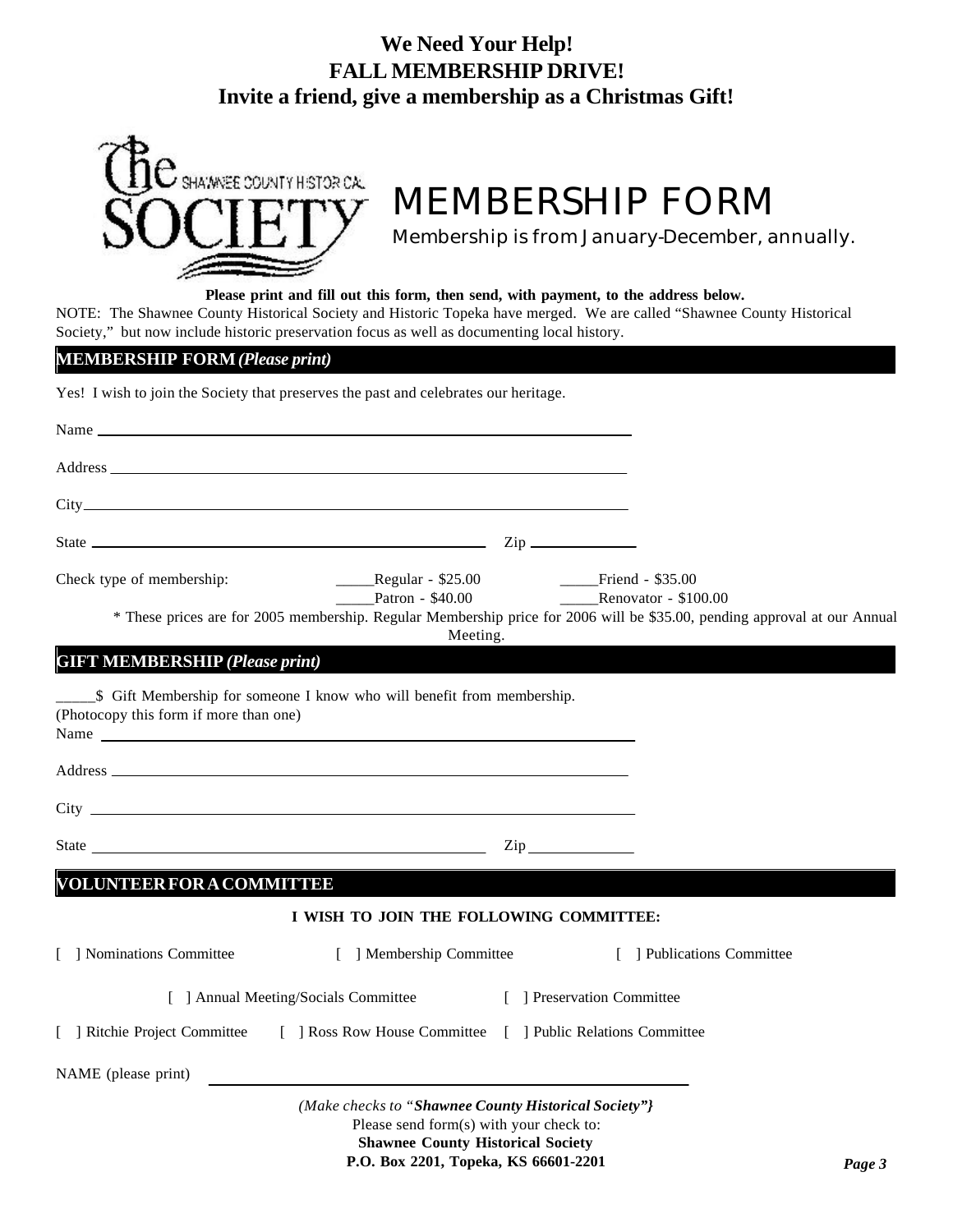# We Need Your Help!
# FALL MEMBERSHIP DRIVE!
## Invite a friend, give a membership as a Christmas Gift!

The SHAWNEE COUNTY HISTORICAL SOCIETY

# MEMBERSHIP FORM

Membership is from January-December, annually.

**Please print and fill out this form, then send, with payment, to the address below.**

NOTE: The Shawnee County Historical Society and Historic Topeka have merged. We are called "Shawnee County Historical Society," but now include historic preservation focus as well as documenting local history.

## MEMBERSHIP FORM *(Please print)*

Yes! I wish to join the Society that preserves the past and celebrates our heritage.

Name ______________________________

Address ______________________________

City ______________________________

State ______________________________ Zip ____________

Check type of membership:

_____Regular - $25.00 _____Friend - $35.00

_____Patron - $40.00 _____Renovator - $100.00

\* These prices are for 2005 membership. Regular Membership price for 2006 will be $35.00, pending approval at our Annual Meeting.

## GIFT MEMBERSHIP *(Please print)*

_____$ Gift Membership for someone I know who will benefit from membership.
(Photocopy this form if more than one)

Name ______________________________

Address ______________________________

City ______________________________

State ______________________________ Zip ____________

## VOLUNTEER FOR A COMMITTEE

**I WISH TO JOIN THE FOLLOWING COMMITTEE:**

[ ] Nominations Committee [ ] Membership Committee [ ] Publications Committee

[ ] Annual Meeting/Socials Committee [ ] Preservation Committee

[ ] Ritchie Project Committee [ ] Ross Row House Committee [ ] Public Relations Committee

NAME (please print) ______________________________

*(Make checks to "**Shawnee County Historical Society**")*

Please send form(s) with your check to:

**Shawnee County Historical Society**

**P.O. Box 2201, Topeka, KS 66601-2201**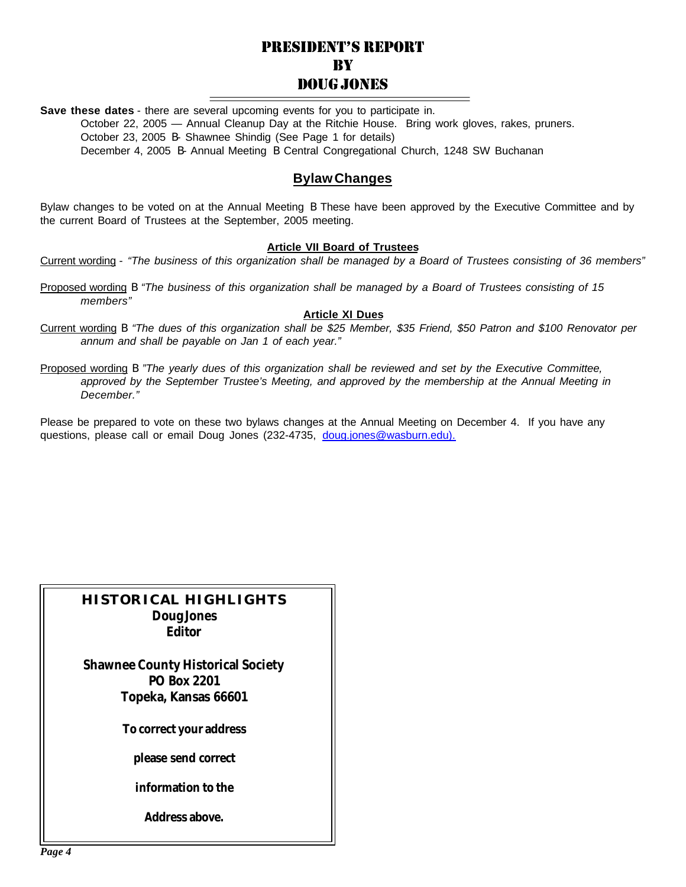# PRESIDENT'S REPORT BY DOUG JONES

**Save these dates** - there are several upcoming events for you to participate in.

October 22, 2005 — Annual Cleanup Day at the Ritchie House. Bring work gloves, rakes, pruners.
October 23, 2005 B- Shawnee Shindig (See Page 1 for details)
December 4, 2005 B- Annual Meeting B Central Congregational Church, 1248 SW Buchanan

## Bylaw Changes

Bylaw changes to be voted on at the Annual Meeting B These have been approved by the Executive Committee and by the current Board of Trustees at the September, 2005 meeting.

### Article VII Board of Trustees

Current wording - *"The business of this organization shall be managed by a Board of Trustees consisting of 36 members"*

Proposed wording B *"The business of this organization shall be managed by a Board of Trustees consisting of 15 members"*

### Article XI Dues

Current wording B *"The dues of this organization shall be $25 Member, $35 Friend, $50 Patron and $100 Renovator per annum and shall be payable on Jan 1 of each year."*

Proposed wording B *"The yearly dues of this organization shall be reviewed and set by the Executive Committee, approved by the September Trustee's Meeting, and approved by the membership at the Annual Meeting in December."*

Please be prepared to vote on these two bylaws changes at the Annual Meeting on December 4. If you have any questions, please call or email Doug Jones (232-4735, doug.jones@wasburn.edu).

**HISTORICAL HIGHLIGHTS**
**Doug Jones**
**Editor**

**Shawnee County Historical Society**
**PO Box 2201**
**Topeka, Kansas 66601**

**To correct your address**

**please send correct**

**information to the**

**Address above.**